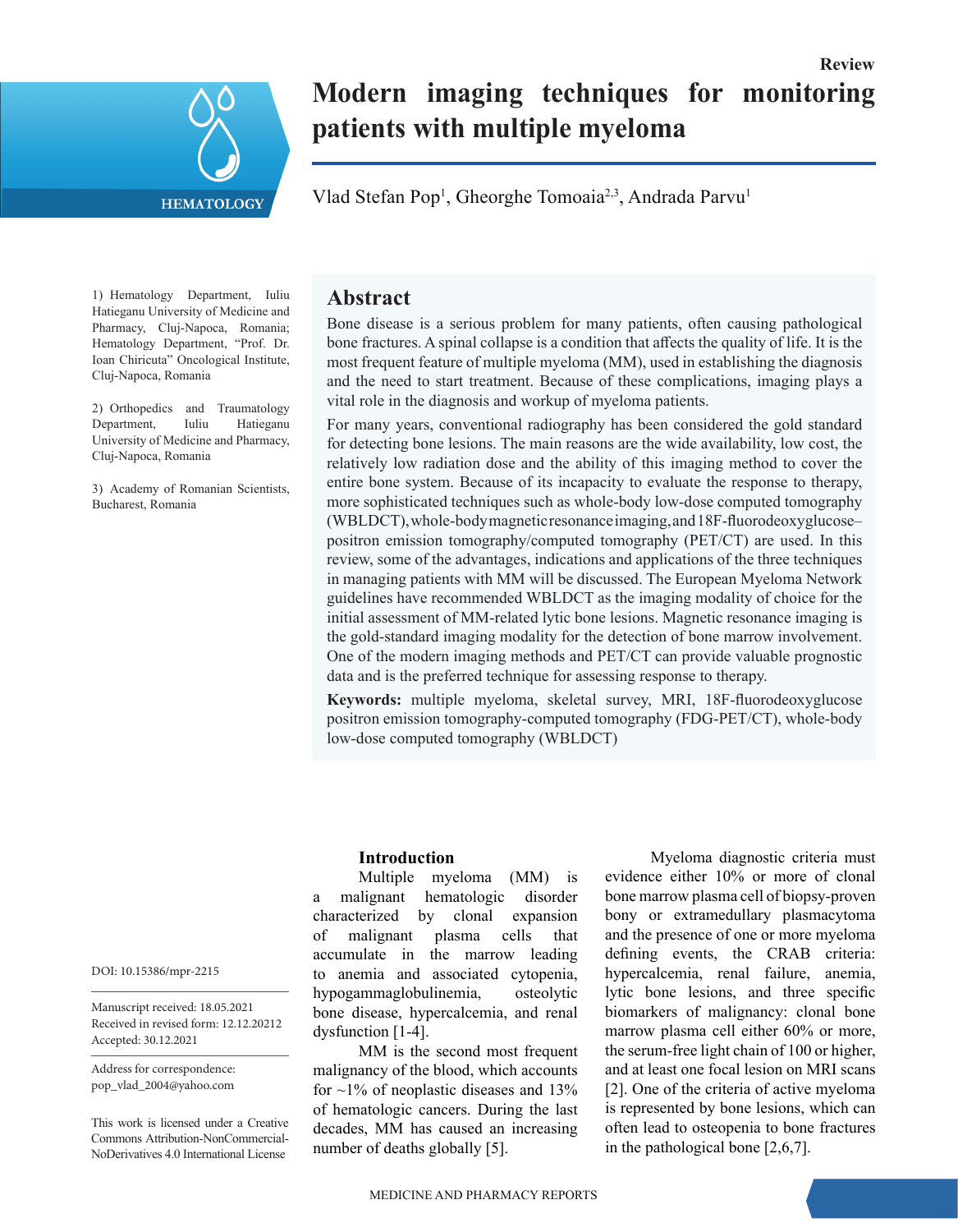Review

# Modern imaging techniques for monitoring patients with multiple myeloma

Vlad Stefan Pop[1], Gheorghe Tomoaia[2,3], Andrada Parvu[1]

1) Hematology Department, Iuliu Hatieganu University of Medicine and Pharmacy, Cluj-Napoca, Romania; Hematology Department, "Prof. Dr. Ioan Chiricuta" Oncological Institute, Cluj-Napoca, Romania

2) Orthopedics and Traumatology Department, Iuliu Hatieganu University of Medicine and Pharmacy, Cluj-Napoca, Romania

3) Academy of Romanian Scientists, Bucharest, Romania

## Abstract

Bone disease is a serious problem for many patients, often causing pathological bone fractures. A spinal collapse is a condition that affects the quality of life. It is the most frequent feature of multiple myeloma (MM), used in establishing the diagnosis and the need to start treatment. Because of these complications, imaging plays a vital role in the diagnosis and workup of myeloma patients.

For many years, conventional radiography has been considered the gold standard for detecting bone lesions. The main reasons are the wide availability, low cost, the relatively low radiation dose and the ability of this imaging method to cover the entire bone system. Because of its incapacity to evaluate the response to therapy, more sophisticated techniques such as whole-body low-dose computed tomography (WBLDCT), whole-body magnetic resonance imaging, and 18F-fluorodeoxyglucose–positron emission tomography/computed tomography (PET/CT) are used. In this review, some of the advantages, indications and applications of the three techniques in managing patients with MM will be discussed. The European Myeloma Network guidelines have recommended WBLDCT as the imaging modality of choice for the initial assessment of MM-related lytic bone lesions. Magnetic resonance imaging is the gold-standard imaging modality for the detection of bone marrow involvement. One of the modern imaging methods and PET/CT can provide valuable prognostic data and is the preferred technique for assessing response to therapy.

**Keywords:** multiple myeloma, skeletal survey, MRI, 18F-fluorodeoxyglucose positron emission tomography-computed tomography (FDG-PET/CT), whole-body low-dose computed tomography (WBLDCT)

DOI: 10.15386/mpr-2215

Manuscript received: 18.05.2021
Received in revised form: 12.12.20212
Accepted: 30.12.2021

Address for correspondence:
pop_vlad_2004@yahoo.com

This work is licensed under a Creative Commons Attribution-NonCommercial-NoDerivatives 4.0 International License

## Introduction

Multiple myeloma (MM) is a malignant hematologic disorder characterized by clonal expansion of malignant plasma cells that accumulate in the marrow leading to anemia and associated cytopenia, hypogammaglobulinemia, osteolytic bone disease, hypercalcemia, and renal dysfunction [1-4].

MM is the second most frequent malignancy of the blood, which accounts for ~1% of neoplastic diseases and 13% of hematologic cancers. During the last decades, MM has caused an increasing number of deaths globally [5].

Myeloma diagnostic criteria must evidence either 10% or more of clonal bone marrow plasma cell of biopsy-proven bony or extramedullary plasmacytoma and the presence of one or more myeloma defining events, the CRAB criteria: hypercalcemia, renal failure, anemia, lytic bone lesions, and three specific biomarkers of malignancy: clonal bone marrow plasma cell either 60% or more, the serum-free light chain of 100 or higher, and at least one focal lesion on MRI scans [2]. One of the criteria of active myeloma is represented by bone lesions, which can often lead to osteopenia to bone fractures in the pathological bone [2,6,7].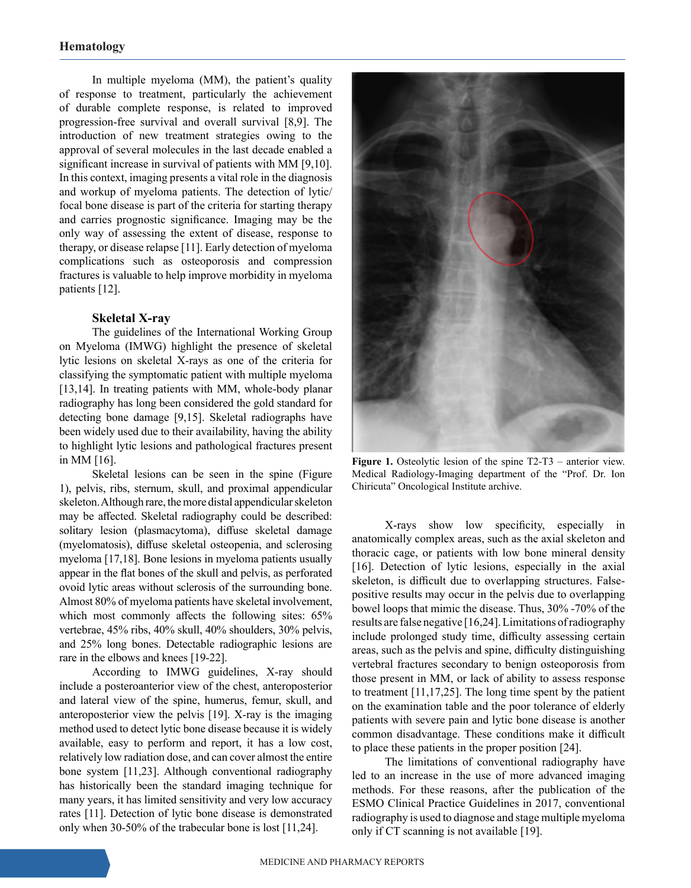In multiple myeloma (MM), the patient's quality of response to treatment, particularly the achievement of durable complete response, is related to improved progression-free survival and overall survival [8,9]. The introduction of new treatment strategies owing to the approval of several molecules in the last decade enabled a significant increase in survival of patients with MM [9,10]. In this context, imaging presents a vital role in the diagnosis and workup of myeloma patients. The detection of lytic/focal bone disease is part of the criteria for starting therapy and carries prognostic significance. Imaging may be the only way of assessing the extent of disease, response to therapy, or disease relapse [11]. Early detection of myeloma complications such as osteoporosis and compression fractures is valuable to help improve morbidity in myeloma patients [12].

### Skeletal X-ray

The guidelines of the International Working Group on Myeloma (IMWG) highlight the presence of skeletal lytic lesions on skeletal X-rays as one of the criteria for classifying the symptomatic patient with multiple myeloma [13,14]. In treating patients with MM, whole-body planar radiography has long been considered the gold standard for detecting bone damage [9,15]. Skeletal radiographs have been widely used due to their availability, having the ability to highlight lytic lesions and pathological fractures present in MM [16].

Skeletal lesions can be seen in the spine (Figure 1), pelvis, ribs, sternum, skull, and proximal appendicular skeleton. Although rare, the more distal appendicular skeleton may be affected. Skeletal radiography could be described: solitary lesion (plasmacytoma), diffuse skeletal damage (myelomatosis), diffuse skeletal osteopenia, and sclerosing myeloma [17,18]. Bone lesions in myeloma patients usually appear in the flat bones of the skull and pelvis, as perforated ovoid lytic areas without sclerosis of the surrounding bone. Almost 80% of myeloma patients have skeletal involvement, which most commonly affects the following sites: 65% vertebrae, 45% ribs, 40% skull, 40% shoulders, 30% pelvis, and 25% long bones. Detectable radiographic lesions are rare in the elbows and knees [19-22].

According to IMWG guidelines, X-ray should include a posteroanterior view of the chest, anteroposterior and lateral view of the spine, humerus, femur, skull, and anteroposterior view the pelvis [19]. X-ray is the imaging method used to detect lytic bone disease because it is widely available, easy to perform and report, it has a low cost, relatively low radiation dose, and can cover almost the entire bone system [11,23]. Although conventional radiography has historically been the standard imaging technique for many years, it has limited sensitivity and very low accuracy rates [11]. Detection of lytic bone disease is demonstrated only when 30-50% of the trabecular bone is lost [11,24].

**Figure 1.** Osteolytic lesion of the spine T2-T3 – anterior view. Medical Radiology-Imaging department of the "Prof. Dr. Ion Chiricuta" Oncological Institute archive.

X-rays show low specificity, especially in anatomically complex areas, such as the axial skeleton and thoracic cage, or patients with low bone mineral density [16]. Detection of lytic lesions, especially in the axial skeleton, is difficult due to overlapping structures. False-positive results may occur in the pelvis due to overlapping bowel loops that mimic the disease. Thus, 30% -70% of the results are false negative [16,24]. Limitations of radiography include prolonged study time, difficulty assessing certain areas, such as the pelvis and spine, difficulty distinguishing vertebral fractures secondary to benign osteoporosis from those present in MM, or lack of ability to assess response to treatment [11,17,25]. The long time spent by the patient on the examination table and the poor tolerance of elderly patients with severe pain and lytic bone disease is another common disadvantage. These conditions make it difficult to place these patients in the proper position [24].

The limitations of conventional radiography have led to an increase in the use of more advanced imaging methods. For these reasons, after the publication of the ESMO Clinical Practice Guidelines in 2017, conventional radiography is used to diagnose and stage multiple myeloma only if CT scanning is not available [19].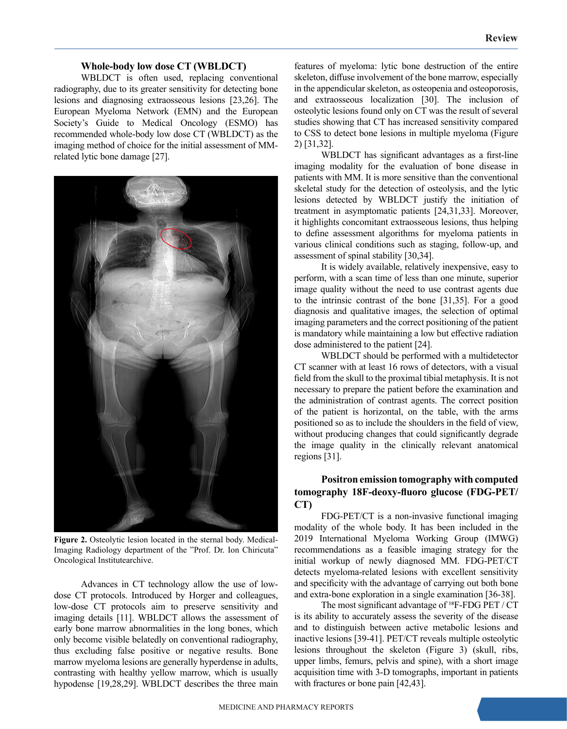## Whole-body low dose CT (WBLDCT)

WBLDCT is often used, replacing conventional radiography, due to its greater sensitivity for detecting bone lesions and diagnosing extraosseous lesions [23,26]. The European Myeloma Network (EMN) and the European Society's Guide to Medical Oncology (ESMO) has recommended whole-body low dose CT (WBLDCT) as the imaging method of choice for the initial assessment of MM-related lytic bone damage [27].

**Figure 2.** Osteolytic lesion located in the sternal body. Medical-Imaging Radiology department of the "Prof. Dr. Ion Chiricuta" Oncological Institutearchive.

Advances in CT technology allow the use of low-dose CT protocols. Introduced by Horger and colleagues, low-dose CT protocols aim to preserve sensitivity and imaging details [11]. WBLDCT allows the assessment of early bone marrow abnormalities in the long bones, which only become visible belatedly on conventional radiography, thus excluding false positive or negative results. Bone marrow myeloma lesions are generally hyperdense in adults, contrasting with healthy yellow marrow, which is usually hypodense [19,28,29]. WBLDCT describes the three main features of myeloma: lytic bone destruction of the entire skeleton, diffuse involvement of the bone marrow, especially in the appendicular skeleton, as osteopenia and osteoporosis, and extraosseous localization [30]. The inclusion of osteolytic lesions found only on CT was the result of several studies showing that CT has increased sensitivity compared to CSS to detect bone lesions in multiple myeloma (Figure 2) [31,32].

WBLDCT has significant advantages as a first-line imaging modality for the evaluation of bone disease in patients with MM. It is more sensitive than the conventional skeletal study for the detection of osteolysis, and the lytic lesions detected by WBLDCT justify the initiation of treatment in asymptomatic patients [24,31,33]. Moreover, it highlights concomitant extraosseous lesions, thus helping to define assessment algorithms for myeloma patients in various clinical conditions such as staging, follow-up, and assessment of spinal stability [30,34].

It is widely available, relatively inexpensive, easy to perform, with a scan time of less than one minute, superior image quality without the need to use contrast agents due to the intrinsic contrast of the bone [31,35]. For a good diagnosis and qualitative images, the selection of optimal imaging parameters and the correct positioning of the patient is mandatory while maintaining a low but effective radiation dose administered to the patient [24].

WBLDCT should be performed with a multidetector CT scanner with at least 16 rows of detectors, with a visual field from the skull to the proximal tibial metaphysis. It is not necessary to prepare the patient before the examination and the administration of contrast agents. The correct position of the patient is horizontal, on the table, with the arms positioned so as to include the shoulders in the field of view, without producing changes that could significantly degrade the image quality in the clinically relevant anatomical regions [31].

## Positron emission tomography with computed tomography 18F-deoxy-fluoro glucose (FDG-PET/CT)

FDG-PET/CT is a non-invasive functional imaging modality of the whole body. It has been included in the 2019 International Myeloma Working Group (IMWG) recommendations as a feasible imaging strategy for the initial workup of newly diagnosed MM. FDG-PET/CT detects myeloma-related lesions with excellent sensitivity and specificity with the advantage of carrying out both bone and extra-bone exploration in a single examination [36-38].

The most significant advantage of $^{18}$F-FDG PET / CT is its ability to accurately assess the severity of the disease and to distinguish between active metabolic lesions and inactive lesions [39-41]. PET/CT reveals multiple osteolytic lesions throughout the skeleton (Figure 3) (skull, ribs, upper limbs, femurs, pelvis and spine), with a short image acquisition time with 3-D tomographs, important in patients with fractures or bone pain [42,43].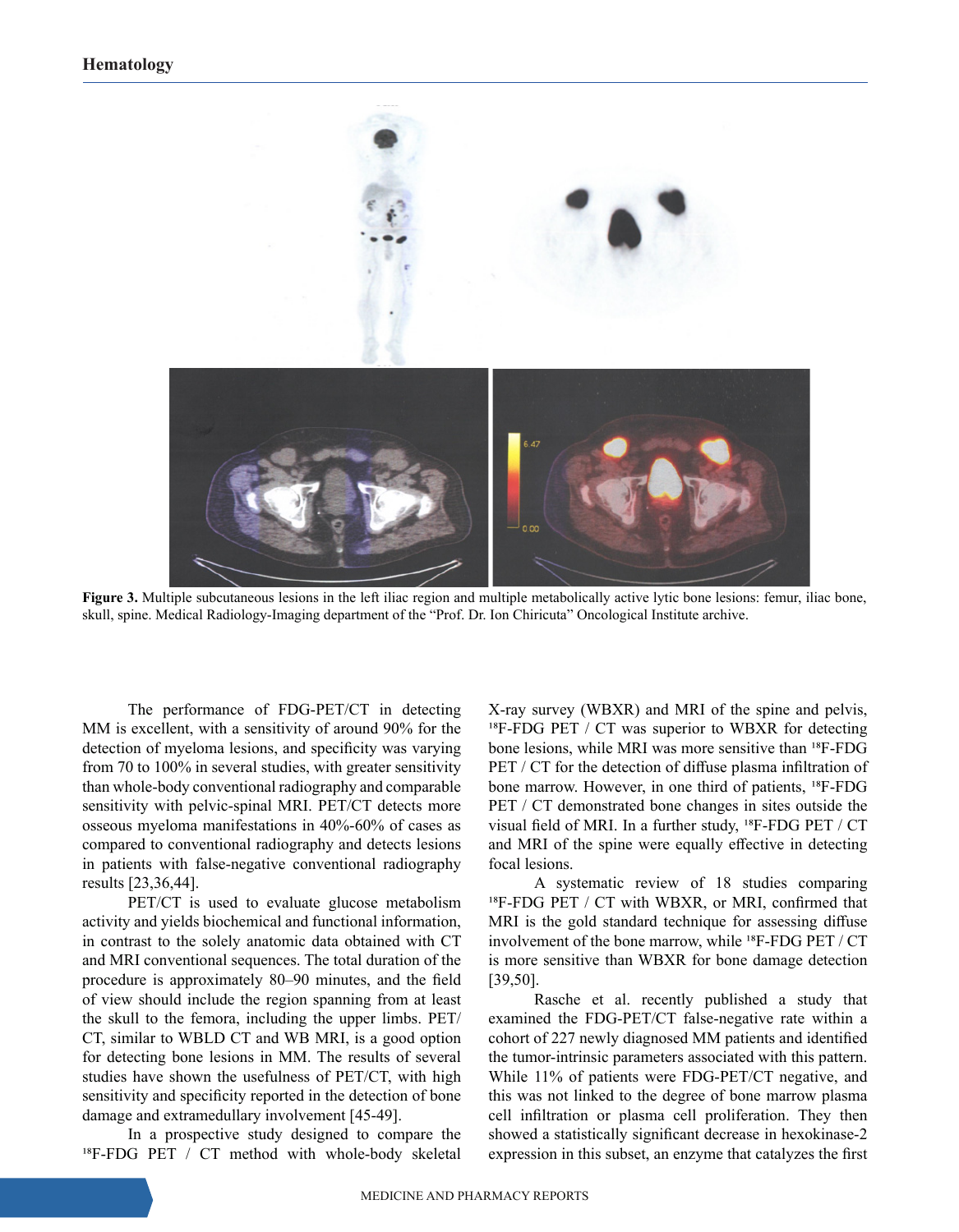**Figure 3.** Multiple subcutaneous lesions in the left iliac region and multiple metabolically active lytic bone lesions: femur, iliac bone, skull, spine. Medical Radiology-Imaging department of the "Prof. Dr. Ion Chiricuta" Oncological Institute archive.

The performance of FDG-PET/CT in detecting MM is excellent, with a sensitivity of around 90% for the detection of myeloma lesions, and specificity was varying from 70 to 100% in several studies, with greater sensitivity than whole-body conventional radiography and comparable sensitivity with pelvic-spinal MRI. PET/CT detects more osseous myeloma manifestations in 40%-60% of cases as compared to conventional radiography and detects lesions in patients with false-negative conventional radiography results [23,36,44].

PET/CT is used to evaluate glucose metabolism activity and yields biochemical and functional information, in contrast to the solely anatomic data obtained with CT and MRI conventional sequences. The total duration of the procedure is approximately 80–90 minutes, and the field of view should include the region spanning from at least the skull to the femora, including the upper limbs. PET/CT, similar to WBLD CT and WB MRI, is a good option for detecting bone lesions in MM. The results of several studies have shown the usefulness of PET/CT, with high sensitivity and specificity reported in the detection of bone damage and extramedullary involvement [45-49].

In a prospective study designed to compare the $^{18}$F-FDG PET / CT method with whole-body skeletal X-ray survey (WBXR) and MRI of the spine and pelvis, $^{18}$F-FDG PET / CT was superior to WBXR for detecting bone lesions, while MRI was more sensitive than $^{18}$F-FDG PET / CT for the detection of diffuse plasma infiltration of bone marrow. However, in one third of patients, $^{18}$F-FDG PET / CT demonstrated bone changes in sites outside the visual field of MRI. In a further study, $^{18}$F-FDG PET / CT and MRI of the spine were equally effective in detecting focal lesions.

A systematic review of 18 studies comparing $^{18}$F-FDG PET / CT with WBXR, or MRI, confirmed that MRI is the gold standard technique for assessing diffuse involvement of the bone marrow, while $^{18}$F-FDG PET / CT is more sensitive than WBXR for bone damage detection [39,50].

Rasche et al. recently published a study that examined the FDG-PET/CT false-negative rate within a cohort of 227 newly diagnosed MM patients and identified the tumor-intrinsic parameters associated with this pattern. While 11% of patients were FDG-PET/CT negative, and this was not linked to the degree of bone marrow plasma cell infiltration or plasma cell proliferation. They then showed a statistically significant decrease in hexokinase-2 expression in this subset, an enzyme that catalyzes the first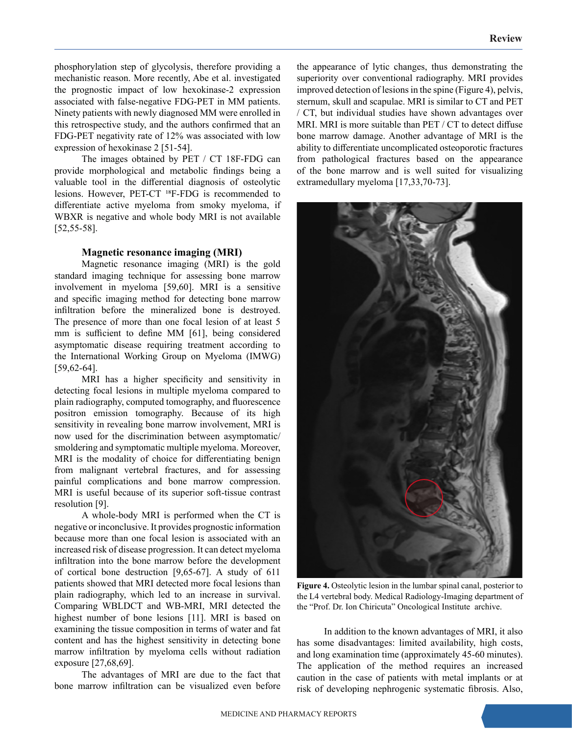phosphorylation step of glycolysis, therefore providing a mechanistic reason. More recently, Abe et al. investigated the prognostic impact of low hexokinase-2 expression associated with false-negative FDG-PET in MM patients. Ninety patients with newly diagnosed MM were enrolled in this retrospective study, and the authors confirmed that an FDG-PET negativity rate of 12% was associated with low expression of hexokinase 2 [51-54].

The images obtained by PET / CT 18F-FDG can provide morphological and metabolic findings being a valuable tool in the differential diagnosis of osteolytic lesions. However, PET-CT $^{18}$F-FDG is recommended to differentiate active myeloma from smoky myeloma, if WBXR is negative and whole body MRI is not available [52,55-58].

### Magnetic resonance imaging (MRI)

Magnetic resonance imaging (MRI) is the gold standard imaging technique for assessing bone marrow involvement in myeloma [59,60]. MRI is a sensitive and specific imaging method for detecting bone marrow infiltration before the mineralized bone is destroyed. The presence of more than one focal lesion of at least 5 mm is sufficient to define MM [61], being considered asymptomatic disease requiring treatment according to the International Working Group on Myeloma (IMWG) [59,62-64].

MRI has a higher specificity and sensitivity in detecting focal lesions in multiple myeloma compared to plain radiography, computed tomography, and fluorescence positron emission tomography. Because of its high sensitivity in revealing bone marrow involvement, MRI is now used for the discrimination between asymptomatic/ smoldering and symptomatic multiple myeloma. Moreover, MRI is the modality of choice for differentiating benign from malignant vertebral fractures, and for assessing painful complications and bone marrow compression. MRI is useful because of its superior soft-tissue contrast resolution [9].

A whole-body MRI is performed when the CT is negative or inconclusive. It provides prognostic information because more than one focal lesion is associated with an increased risk of disease progression. It can detect myeloma infiltration into the bone marrow before the development of cortical bone destruction [9,65-67]. A study of 611 patients showed that MRI detected more focal lesions than plain radiography, which led to an increase in survival. Comparing WBLDCT and WB-MRI, MRI detected the highest number of bone lesions [11]. MRI is based on examining the tissue composition in terms of water and fat content and has the highest sensitivity in detecting bone marrow infiltration by myeloma cells without radiation exposure [27,68,69].

The advantages of MRI are due to the fact that bone marrow infiltration can be visualized even before the appearance of lytic changes, thus demonstrating the superiority over conventional radiography. MRI provides improved detection of lesions in the spine (Figure 4), pelvis, sternum, skull and scapulae. MRI is similar to CT and PET / CT, but individual studies have shown advantages over MRI. MRI is more suitable than PET / CT to detect diffuse bone marrow damage. Another advantage of MRI is the ability to differentiate uncomplicated osteoporotic fractures from pathological fractures based on the appearance of the bone marrow and is well suited for visualizing extramedullary myeloma [17,33,70-73].

**Figure 4.** Osteolytic lesion in the lumbar spinal canal, posterior to the L4 vertebral body. Medical Radiology-Imaging department of the "Prof. Dr. Ion Chiricuta" Oncological Institute archive.

In addition to the known advantages of MRI, it also has some disadvantages: limited availability, high costs, and long examination time (approximately 45-60 minutes). The application of the method requires an increased caution in the case of patients with metal implants or at risk of developing nephrogenic systematic fibrosis. Also,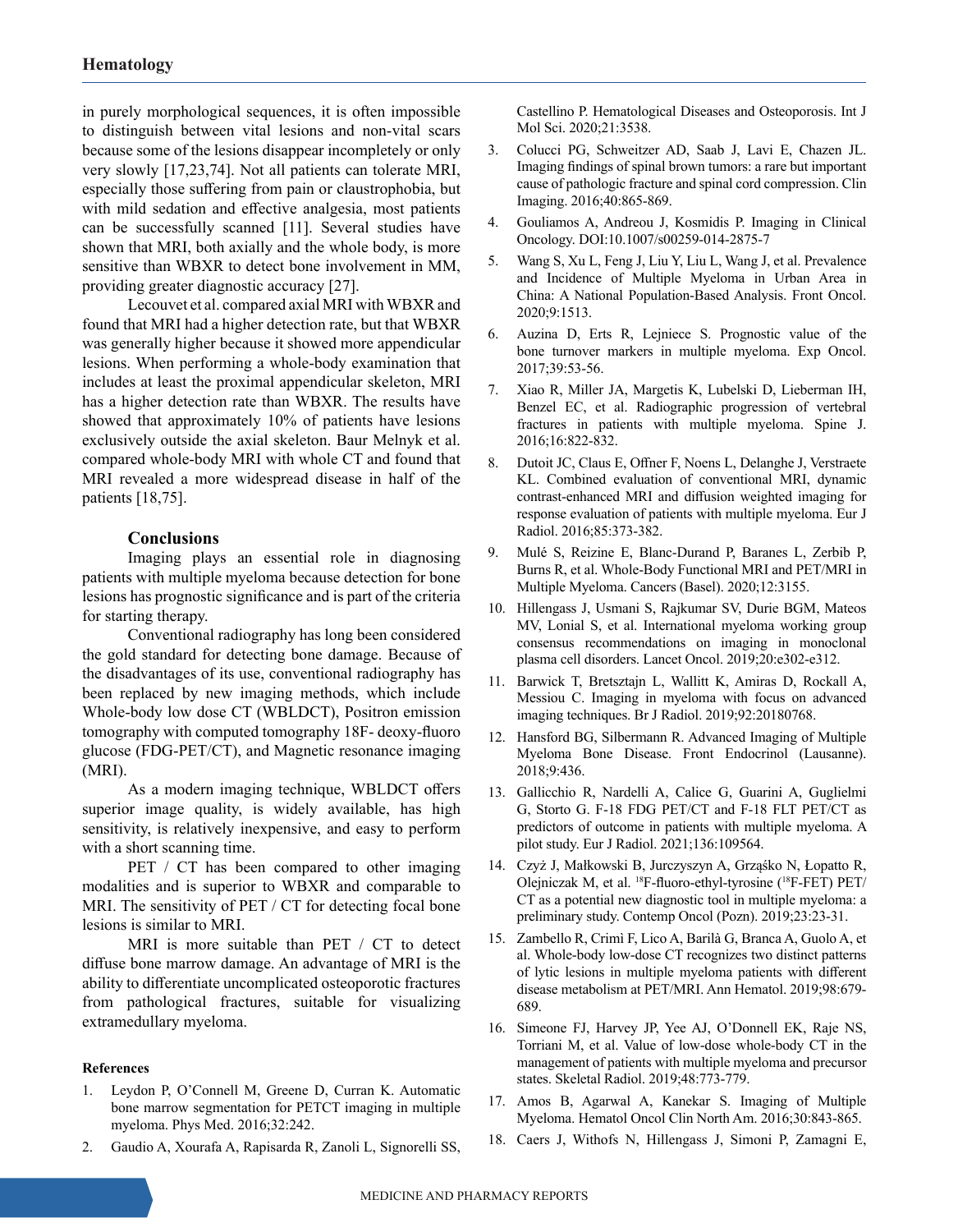in purely morphological sequences, it is often impossible to distinguish between vital lesions and non-vital scars because some of the lesions disappear incompletely or only very slowly [17,23,74]. Not all patients can tolerate MRI, especially those suffering from pain or claustrophobia, but with mild sedation and effective analgesia, most patients can be successfully scanned [11]. Several studies have shown that MRI, both axially and the whole body, is more sensitive than WBXR to detect bone involvement in MM, providing greater diagnostic accuracy [27].

Lecouvet et al. compared axial MRI with WBXR and found that MRI had a higher detection rate, but that WBXR was generally higher because it showed more appendicular lesions. When performing a whole-body examination that includes at least the proximal appendicular skeleton, MRI has a higher detection rate than WBXR. The results have showed that approximately 10% of patients have lesions exclusively outside the axial skeleton. Baur Melnyk et al. compared whole-body MRI with whole CT and found that MRI revealed a more widespread disease in half of the patients [18,75].

## Conclusions

Imaging plays an essential role in diagnosing patients with multiple myeloma because detection for bone lesions has prognostic significance and is part of the criteria for starting therapy.

Conventional radiography has long been considered the gold standard for detecting bone damage. Because of the disadvantages of its use, conventional radiography has been replaced by new imaging methods, which include Whole-body low dose CT (WBLDCT), Positron emission tomography with computed tomography 18F- deoxy-fluoro glucose (FDG-PET/CT), and Magnetic resonance imaging (MRI).

As a modern imaging technique, WBLDCT offers superior image quality, is widely available, has high sensitivity, is relatively inexpensive, and easy to perform with a short scanning time.

PET / CT has been compared to other imaging modalities and is superior to WBXR and comparable to MRI. The sensitivity of PET / CT for detecting focal bone lesions is similar to MRI.

MRI is more suitable than PET / CT to detect diffuse bone marrow damage. An advantage of MRI is the ability to differentiate uncomplicated osteoporotic fractures from pathological fractures, suitable for visualizing extramedullary myeloma.

### References

1. Leydon P, O'Connell M, Greene D, Curran K. Automatic bone marrow segmentation for PETCT imaging in multiple myeloma. Phys Med. 2016;32:242.
2. Gaudio A, Xourafa A, Rapisarda R, Zanoli L, Signorelli SS, Castellino P. Hematological Diseases and Osteoporosis. Int J Mol Sci. 2020;21:3538.
3. Colucci PG, Schweitzer AD, Saab J, Lavi E, Chazen JL. Imaging findings of spinal brown tumors: a rare but important cause of pathologic fracture and spinal cord compression. Clin Imaging. 2016;40:865-869.
4. Gouliamos A, Andreou J, Kosmidis P. Imaging in Clinical Oncology. DOI:10.1007/s00259-014-2875-7
5. Wang S, Xu L, Feng J, Liu Y, Liu L, Wang J, et al. Prevalence and Incidence of Multiple Myeloma in Urban Area in China: A National Population-Based Analysis. Front Oncol. 2020;9:1513.
6. Auzina D, Erts R, Lejniece S. Prognostic value of the bone turnover markers in multiple myeloma. Exp Oncol. 2017;39:53-56.
7. Xiao R, Miller JA, Margetis K, Lubelski D, Lieberman IH, Benzel EC, et al. Radiographic progression of vertebral fractures in patients with multiple myeloma. Spine J. 2016;16:822-832.
8. Dutoit JC, Claus E, Offner F, Noens L, Delanghe J, Verstraete KL. Combined evaluation of conventional MRI, dynamic contrast-enhanced MRI and diffusion weighted imaging for response evaluation of patients with multiple myeloma. Eur J Radiol. 2016;85:373-382.
9. Mulé S, Reizine E, Blanc-Durand P, Baranes L, Zerbib P, Burns R, et al. Whole-Body Functional MRI and PET/MRI in Multiple Myeloma. Cancers (Basel). 2020;12:3155.
10. Hillengass J, Usmani S, Rajkumar SV, Durie BGM, Mateos MV, Lonial S, et al. International myeloma working group consensus recommendations on imaging in monoclonal plasma cell disorders. Lancet Oncol. 2019;20:e302-e312.
11. Barwick T, Bretsztajn L, Wallitt K, Amiras D, Rockall A, Messiou C. Imaging in myeloma with focus on advanced imaging techniques. Br J Radiol. 2019;92:20180768.
12. Hansford BG, Silbermann R. Advanced Imaging of Multiple Myeloma Bone Disease. Front Endocrinol (Lausanne). 2018;9:436.
13. Gallicchio R, Nardelli A, Calice G, Guarini A, Guglielmi G, Storto G. F-18 FDG PET/CT and F-18 FLT PET/CT as predictors of outcome in patients with multiple myeloma. A pilot study. Eur J Radiol. 2021;136:109564.
14. Czyż J, Małkowski B, Jurczyszyn A, Grząśko N, Łopatto R, Olejniczak M, et al. $^{18}$F-fluoro-ethyl-tyrosine ($^{18}$F-FET) PET/CT as a potential new diagnostic tool in multiple myeloma: a preliminary study. Contemp Oncol (Pozn). 2019;23:23-31.
15. Zambello R, Crimì F, Lico A, Barilà G, Branca A, Guolo A, et al. Whole-body low-dose CT recognizes two distinct patterns of lytic lesions in multiple myeloma patients with different disease metabolism at PET/MRI. Ann Hematol. 2019;98:679-689.
16. Simeone FJ, Harvey JP, Yee AJ, O'Donnell EK, Raje NS, Torriani M, et al. Value of low-dose whole-body CT in the management of patients with multiple myeloma and precursor states. Skeletal Radiol. 2019;48:773-779.
17. Amos B, Agarwal A, Kanekar S. Imaging of Multiple Myeloma. Hematol Oncol Clin North Am. 2016;30:843-865.
18. Caers J, Withofs N, Hillengass J, Simoni P, Zamagni E,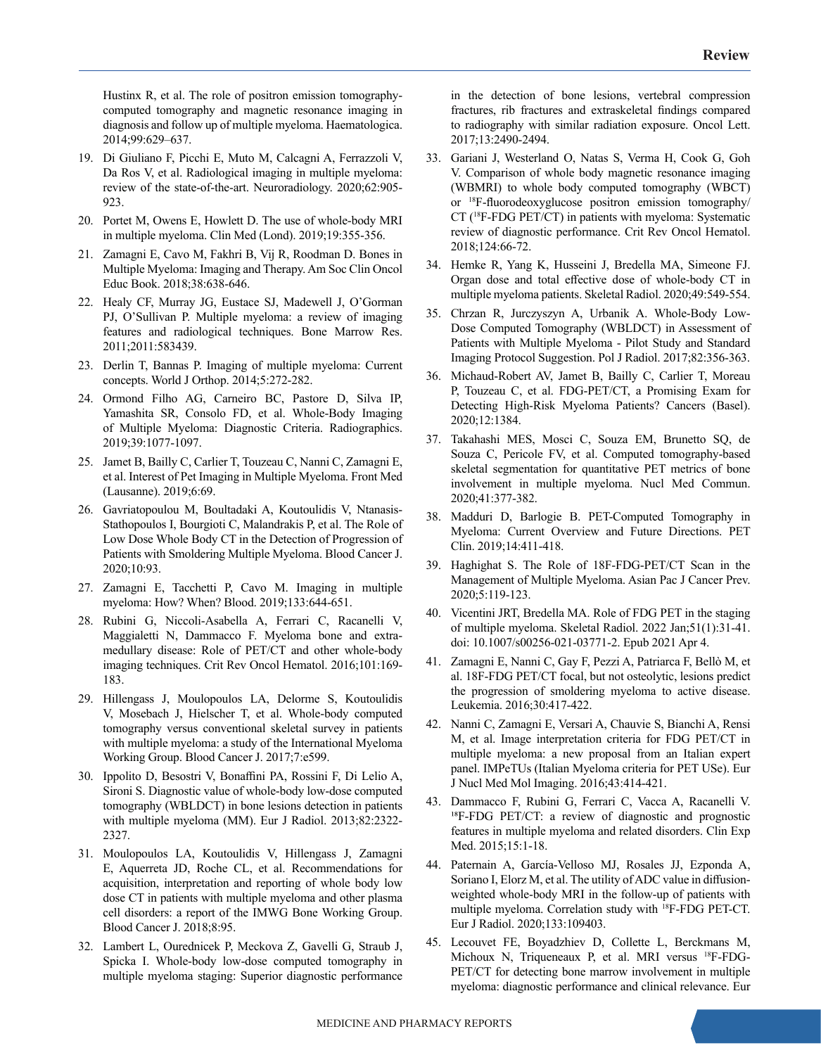Hustinx R, et al. The role of positron emission tomography-computed tomography and magnetic resonance imaging in diagnosis and follow up of multiple myeloma. Haematologica. 2014;99:629–637.

19. Di Giuliano F, Picchi E, Muto M, Calcagni A, Ferrazzoli V, Da Ros V, et al. Radiological imaging in multiple myeloma: review of the state-of-the-art. Neuroradiology. 2020;62:905-923.
20. Portet M, Owens E, Howlett D. The use of whole-body MRI in multiple myeloma. Clin Med (Lond). 2019;19:355-356.
21. Zamagni E, Cavo M, Fakhri B, Vij R, Roodman D. Bones in Multiple Myeloma: Imaging and Therapy. Am Soc Clin Oncol Educ Book. 2018;38:638-646.
22. Healy CF, Murray JG, Eustace SJ, Madewell J, O'Gorman PJ, O'Sullivan P. Multiple myeloma: a review of imaging features and radiological techniques. Bone Marrow Res. 2011;2011:583439.
23. Derlin T, Bannas P. Imaging of multiple myeloma: Current concepts. World J Orthop. 2014;5:272-282.
24. Ormond Filho AG, Carneiro BC, Pastore D, Silva IP, Yamashita SR, Consolo FD, et al. Whole-Body Imaging of Multiple Myeloma: Diagnostic Criteria. Radiographics. 2019;39:1077-1097.
25. Jamet B, Bailly C, Carlier T, Touzeau C, Nanni C, Zamagni E, et al. Interest of Pet Imaging in Multiple Myeloma. Front Med (Lausanne). 2019;6:69.
26. Gavriatopoulou M, Boultadaki A, Koutoulidis V, Ntanasis-Stathopoulos I, Bourgioti C, Malandrakis P, et al. The Role of Low Dose Whole Body CT in the Detection of Progression of Patients with Smoldering Multiple Myeloma. Blood Cancer J. 2020;10:93.
27. Zamagni E, Tacchetti P, Cavo M. Imaging in multiple myeloma: How? When? Blood. 2019;133:644-651.
28. Rubini G, Niccoli-Asabella A, Ferrari C, Racanelli V, Maggialetti N, Dammacco F. Myeloma bone and extra-medullary disease: Role of PET/CT and other whole-body imaging techniques. Crit Rev Oncol Hematol. 2016;101:169-183.
29. Hillengass J, Moulopoulos LA, Delorme S, Koutoulidis V, Mosebach J, Hielscher T, et al. Whole-body computed tomography versus conventional skeletal survey in patients with multiple myeloma: a study of the International Myeloma Working Group. Blood Cancer J. 2017;7:e599.
30. Ippolito D, Besostri V, Bonaffini PA, Rossini F, Di Lelio A, Sironi S. Diagnostic value of whole-body low-dose computed tomography (WBLDCT) in bone lesions detection in patients with multiple myeloma (MM). Eur J Radiol. 2013;82:2322-2327.
31. Moulopoulos LA, Koutoulidis V, Hillengass J, Zamagni E, Aquerreta JD, Roche CL, et al. Recommendations for acquisition, interpretation and reporting of whole body low dose CT in patients with multiple myeloma and other plasma cell disorders: a report of the IMWG Bone Working Group. Blood Cancer J. 2018;8:95.
32. Lambert L, Ourednicek P, Meckova Z, Gavelli G, Straub J, Spicka I. Whole-body low-dose computed tomography in multiple myeloma staging: Superior diagnostic performance in the detection of bone lesions, vertebral compression fractures, rib fractures and extraskeletal findings compared to radiography with similar radiation exposure. Oncol Lett. 2017;13:2490-2494.
33. Gariani J, Westerland O, Natas S, Verma H, Cook G, Goh V. Comparison of whole body magnetic resonance imaging (WBMRI) to whole body computed tomography (WBCT) or $^{18}$F-fluorodeoxyglucose positron emission tomography/CT ($^{18}$F-FDG PET/CT) in patients with myeloma: Systematic review of diagnostic performance. Crit Rev Oncol Hematol. 2018;124:66-72.
34. Hemke R, Yang K, Husseini J, Bredella MA, Simeone FJ. Organ dose and total effective dose of whole-body CT in multiple myeloma patients. Skeletal Radiol. 2020;49:549-554.
35. Chrzan R, Jurczyszyn A, Urbanik A. Whole-Body Low-Dose Computed Tomography (WBLDCT) in Assessment of Patients with Multiple Myeloma - Pilot Study and Standard Imaging Protocol Suggestion. Pol J Radiol. 2017;82:356-363.
36. Michaud-Robert AV, Jamet B, Bailly C, Carlier T, Moreau P, Touzeau C, et al. FDG-PET/CT, a Promising Exam for Detecting High-Risk Myeloma Patients? Cancers (Basel). 2020;12:1384.
37. Takahashi MES, Mosci C, Souza EM, Brunetto SQ, de Souza C, Pericole FV, et al. Computed tomography-based skeletal segmentation for quantitative PET metrics of bone involvement in multiple myeloma. Nucl Med Commun. 2020;41:377-382.
38. Madduri D, Barlogie B. PET-Computed Tomography in Myeloma: Current Overview and Future Directions. PET Clin. 2019;14:411-418.
39. Haghighat S. The Role of 18F-FDG-PET/CT Scan in the Management of Multiple Myeloma. Asian Pac J Cancer Prev. 2020;5:119-123.
40. Vicentini JRT, Bredella MA. Role of FDG PET in the staging of multiple myeloma. Skeletal Radiol. 2022 Jan;51(1):31-41. doi: 10.1007/s00256-021-03771-2. Epub 2021 Apr 4.
41. Zamagni E, Nanni C, Gay F, Pezzi A, Patriarca F, Bellò M, et al. 18F-FDG PET/CT focal, but not osteolytic, lesions predict the progression of smoldering myeloma to active disease. Leukemia. 2016;30:417-422.
42. Nanni C, Zamagni E, Versari A, Chauvie S, Bianchi A, Rensi M, et al. Image interpretation criteria for FDG PET/CT in multiple myeloma: a new proposal from an Italian expert panel. IMPeTUs (Italian Myeloma criteria for PET USe). Eur J Nucl Med Mol Imaging. 2016;43:414-421.
43. Dammacco F, Rubini G, Ferrari C, Vacca A, Racanelli V. $^{18}$F-FDG PET/CT: a review of diagnostic and prognostic features in multiple myeloma and related disorders. Clin Exp Med. 2015;15:1-18.
44. Paternain A, García-Velloso MJ, Rosales JJ, Ezponda A, Soriano I, Elorz M, et al. The utility of ADC value in diffusion-weighted whole-body MRI in the follow-up of patients with multiple myeloma. Correlation study with $^{18}$F-FDG PET-CT. Eur J Radiol. 2020;133:109403.
45. Lecouvet FE, Boyadzhiev D, Collette L, Berckmans M, Michoux N, Triqueneaux P, et al. MRI versus $^{18}$F-FDG-PET/CT for detecting bone marrow involvement in multiple myeloma: diagnostic performance and clinical relevance. Eur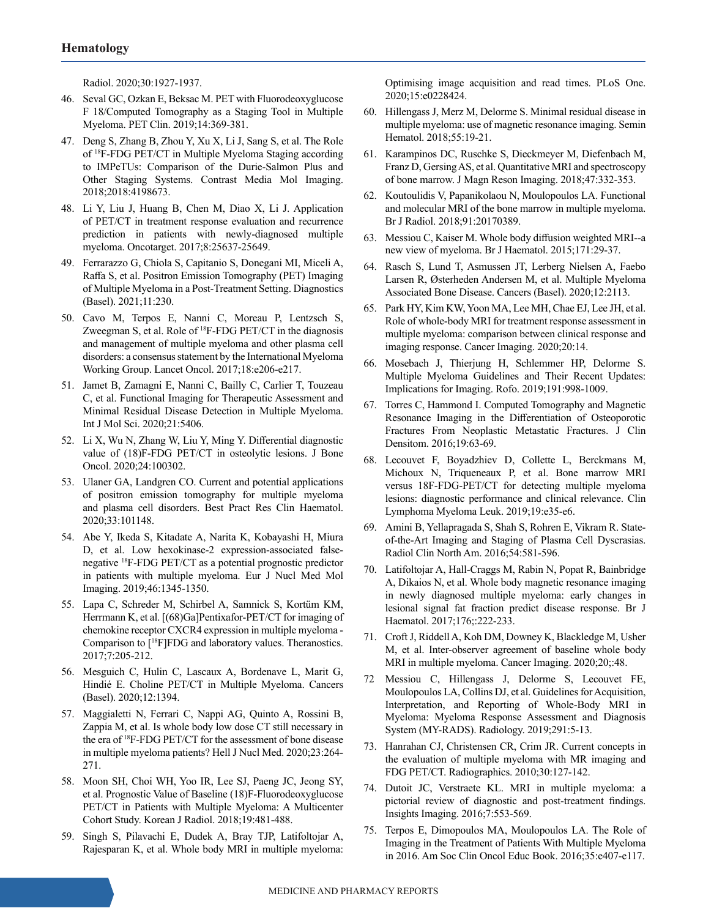Radiol. 2020;30:1927-1937.

46. Seval GC, Ozkan E, Beksac M. PET with Fluorodeoxyglucose F 18/Computed Tomography as a Staging Tool in Multiple Myeloma. PET Clin. 2019;14:369-381.
47. Deng S, Zhang B, Zhou Y, Xu X, Li J, Sang S, et al. The Role of $^{18}$F-FDG PET/CT in Multiple Myeloma Staging according to IMPeTUs: Comparison of the Durie-Salmon Plus and Other Staging Systems. Contrast Media Mol Imaging. 2018;2018:4198673.
48. Li Y, Liu J, Huang B, Chen M, Diao X, Li J. Application of PET/CT in treatment response evaluation and recurrence prediction in patients with newly-diagnosed multiple myeloma. Oncotarget. 2017;8:25637-25649.
49. Ferrarazzo G, Chiola S, Capitanio S, Donegani MI, Miceli A, Raffa S, et al. Positron Emission Tomography (PET) Imaging of Multiple Myeloma in a Post-Treatment Setting. Diagnostics (Basel). 2021;11:230.
50. Cavo M, Terpos E, Nanni C, Moreau P, Lentzsch S, Zweegman S, et al. Role of $^{18}$F-FDG PET/CT in the diagnosis and management of multiple myeloma and other plasma cell disorders: a consensus statement by the International Myeloma Working Group. Lancet Oncol. 2017;18:e206-e217.
51. Jamet B, Zamagni E, Nanni C, Bailly C, Carlier T, Touzeau C, et al. Functional Imaging for Therapeutic Assessment and Minimal Residual Disease Detection in Multiple Myeloma. Int J Mol Sci. 2020;21:5406.
52. Li X, Wu N, Zhang W, Liu Y, Ming Y. Differential diagnostic value of (18)F-FDG PET/CT in osteolytic lesions. J Bone Oncol. 2020;24:100302.
53. Ulaner GA, Landgren CO. Current and potential applications of positron emission tomography for multiple myeloma and plasma cell disorders. Best Pract Res Clin Haematol. 2020;33:101148.
54. Abe Y, Ikeda S, Kitadate A, Narita K, Kobayashi H, Miura D, et al. Low hexokinase-2 expression-associated false-negative $^{18}$F-FDG PET/CT as a potential prognostic predictor in patients with multiple myeloma. Eur J Nucl Med Mol Imaging. 2019;46:1345-1350.
55. Lapa C, Schreder M, Schirbel A, Samnick S, Kortüm KM, Herrmann K, et al. [(68)Ga]Pentixafor-PET/CT for imaging of chemokine receptor CXCR4 expression in multiple myeloma - Comparison to [$^{18}$F]FDG and laboratory values. Theranostics. 2017;7:205-212.
56. Mesguich C, Hulin C, Lascaux A, Bordenave L, Marit G, Hindié E. Choline PET/CT in Multiple Myeloma. Cancers (Basel). 2020;12:1394.
57. Maggialetti N, Ferrari C, Nappi AG, Quinto A, Rossini B, Zappia M, et al. Is whole body low dose CT still necessary in the era of $^{18}$F-FDG PET/CT for the assessment of bone disease in multiple myeloma patients? Hell J Nucl Med. 2020;23:264-271.
58. Moon SH, Choi WH, Yoo IR, Lee SJ, Paeng JC, Jeong SY, et al. Prognostic Value of Baseline (18)F-Fluorodeoxyglucose PET/CT in Patients with Multiple Myeloma: A Multicenter Cohort Study. Korean J Radiol. 2018;19:481-488.
59. Singh S, Pilavachi E, Dudek A, Bray TJP, Latifoltojar A, Rajesparan K, et al. Whole body MRI in multiple myeloma: Optimising image acquisition and read times. PLoS One. 2020;15:e0228424.
60. Hillengass J, Merz M, Delorme S. Minimal residual disease in multiple myeloma: use of magnetic resonance imaging. Semin Hematol. 2018;55:19-21.
61. Karampinos DC, Ruschke S, Dieckmeyer M, Diefenbach M, Franz D, Gersing AS, et al. Quantitative MRI and spectroscopy of bone marrow. J Magn Reson Imaging. 2018;47:332-353.
62. Koutoulidis V, Papanikolaou N, Moulopoulos LA. Functional and molecular MRI of the bone marrow in multiple myeloma. Br J Radiol. 2018;91:20170389.
63. Messiou C, Kaiser M. Whole body diffusion weighted MRI--a new view of myeloma. Br J Haematol. 2015;171:29-37.
64. Rasch S, Lund T, Asmussen JT, Lerberg Nielsen A, Faebo Larsen R, Østerheden Andersen M, et al. Multiple Myeloma Associated Bone Disease. Cancers (Basel). 2020;12:2113.
65. Park HY, Kim KW, Yoon MA, Lee MH, Chae EJ, Lee JH, et al. Role of whole-body MRI for treatment response assessment in multiple myeloma: comparison between clinical response and imaging response. Cancer Imaging. 2020;20:14.
66. Mosebach J, Thierjung H, Schlemmer HP, Delorme S. Multiple Myeloma Guidelines and Their Recent Updates: Implications for Imaging. Rofo. 2019;191:998-1009.
67. Torres C, Hammond I. Computed Tomography and Magnetic Resonance Imaging in the Differentiation of Osteoporotic Fractures From Neoplastic Metastatic Fractures. J Clin Densitom. 2016;19:63-69.
68. Lecouvet F, Boyadzhiev D, Collette L, Berckmans M, Michoux N, Triqueneaux P, et al. Bone marrow MRI versus 18F-FDG-PET/CT for detecting multiple myeloma lesions: diagnostic performance and clinical relevance. Clin Lymphoma Myeloma Leuk. 2019;19:e35-e6.
69. Amini B, Yellapragada S, Shah S, Rohren E, Vikram R. State-of-the-Art Imaging and Staging of Plasma Cell Dyscrasias. Radiol Clin North Am. 2016;54:581-596.
70. Latifoltojar A, Hall-Craggs M, Rabin N, Popat R, Bainbridge A, Dikaios N, et al. Whole body magnetic resonance imaging in newly diagnosed multiple myeloma: early changes in lesional signal fat fraction predict disease response. Br J Haematol. 2017;176;:222-233.
71. Croft J, Riddell A, Koh DM, Downey K, Blackledge M, Usher M, et al. Inter-observer agreement of baseline whole body MRI in multiple myeloma. Cancer Imaging. 2020;20;:48.
72. Messiou C, Hillengass J, Delorme S, Lecouvet FE, Moulopoulos LA, Collins DJ, et al. Guidelines for Acquisition, Interpretation, and Reporting of Whole-Body MRI in Myeloma: Myeloma Response Assessment and Diagnosis System (MY-RADS). Radiology. 2019;291:5-13.
73. Hanrahan CJ, Christensen CR, Crim JR. Current concepts in the evaluation of multiple myeloma with MR imaging and FDG PET/CT. Radiographics. 2010;30:127-142.
74. Dutoit JC, Verstraete KL. MRI in multiple myeloma: a pictorial review of diagnostic and post-treatment findings. Insights Imaging. 2016;7:553-569.
75. Terpos E, Dimopoulos MA, Moulopoulos LA. The Role of Imaging in the Treatment of Patients With Multiple Myeloma in 2016. Am Soc Clin Oncol Educ Book. 2016;35:e407-e117.